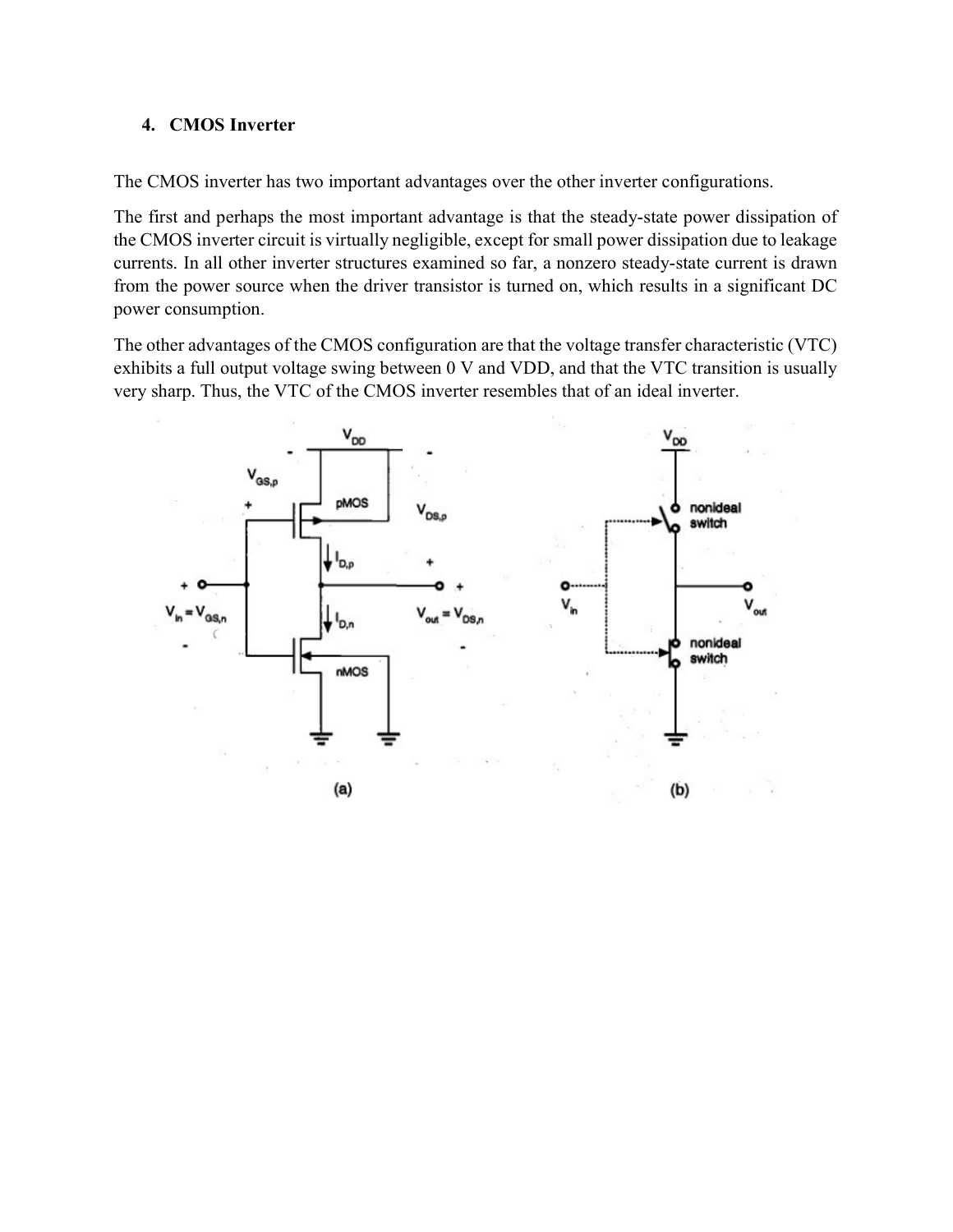## 4. CMOS Inverter

The CMOS inverter has two important advantages over the other inverter configurations.

The first and perhaps the most important advantage is that the steady-state power dissipation of the CMOS inverter circuit is virtually negligible, except for small power dissipation due to leakage currents. In all other inverter structures examined so far, a nonzero steady-state current is drawn from the power source when the driver transistor is turned on, which results in a significant DC power consumption.

The other advantages of the CMOS configuration are that the voltage transfer characteristic (VTC) exhibits a full output voltage swing between 0 V and VDD, and that the VTC transition is usually very sharp. Thus, the VTC of the CMOS inverter resembles that of an ideal inverter.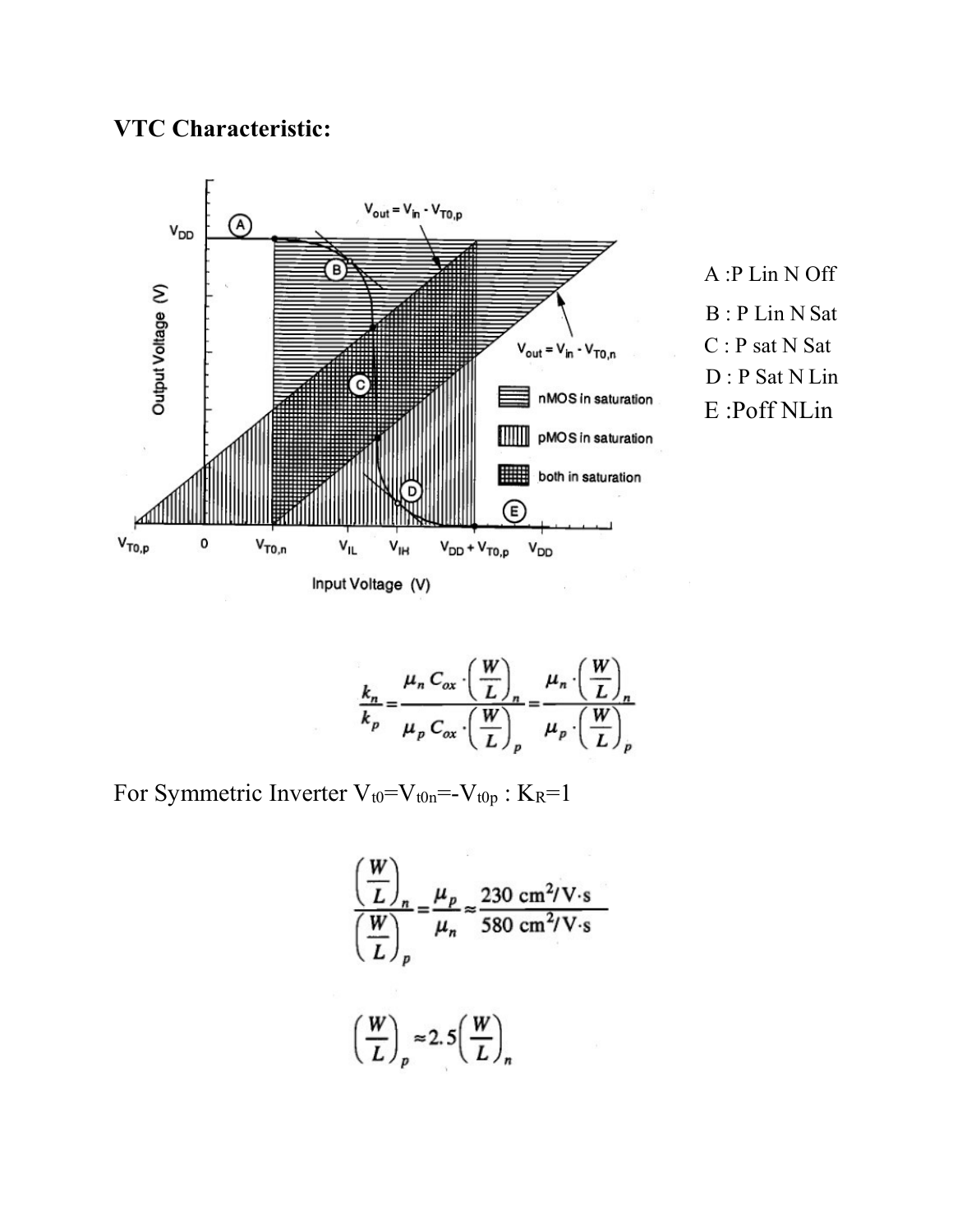**VTC Characteristic:**

A : P Lin N Off

B : P Lin N Sat

C : P sat N Sat

D : P Sat N Lin

E : Poff NLin

$$\frac{k_n}{k_p} = \frac{\mu_n C_{ox} \cdot \left(\frac{W}{L}\right)_n}{\mu_p C_{ox} \cdot \left(\frac{W}{L}\right)_p} = \frac{\mu_n \cdot \left(\frac{W}{L}\right)_n}{\mu_p \cdot \left(\frac{W}{L}\right)_p}$$

For Symmetric Inverter $V_{t0} = V_{t0n} = -V_{t0p}$ : $K_R = 1$

$$\frac{\left(\frac{W}{L}\right)_n}{\left(\frac{W}{L}\right)_p} = \frac{\mu_p}{\mu_n} \approx \frac{230 \text{ cm}^2/\text{V}\cdot\text{s}}{580 \text{ cm}^2/\text{V}\cdot\text{s}}$$

$$\left(\frac{W}{L}\right)_p \approx 2.5 \left(\frac{W}{L}\right)_n$$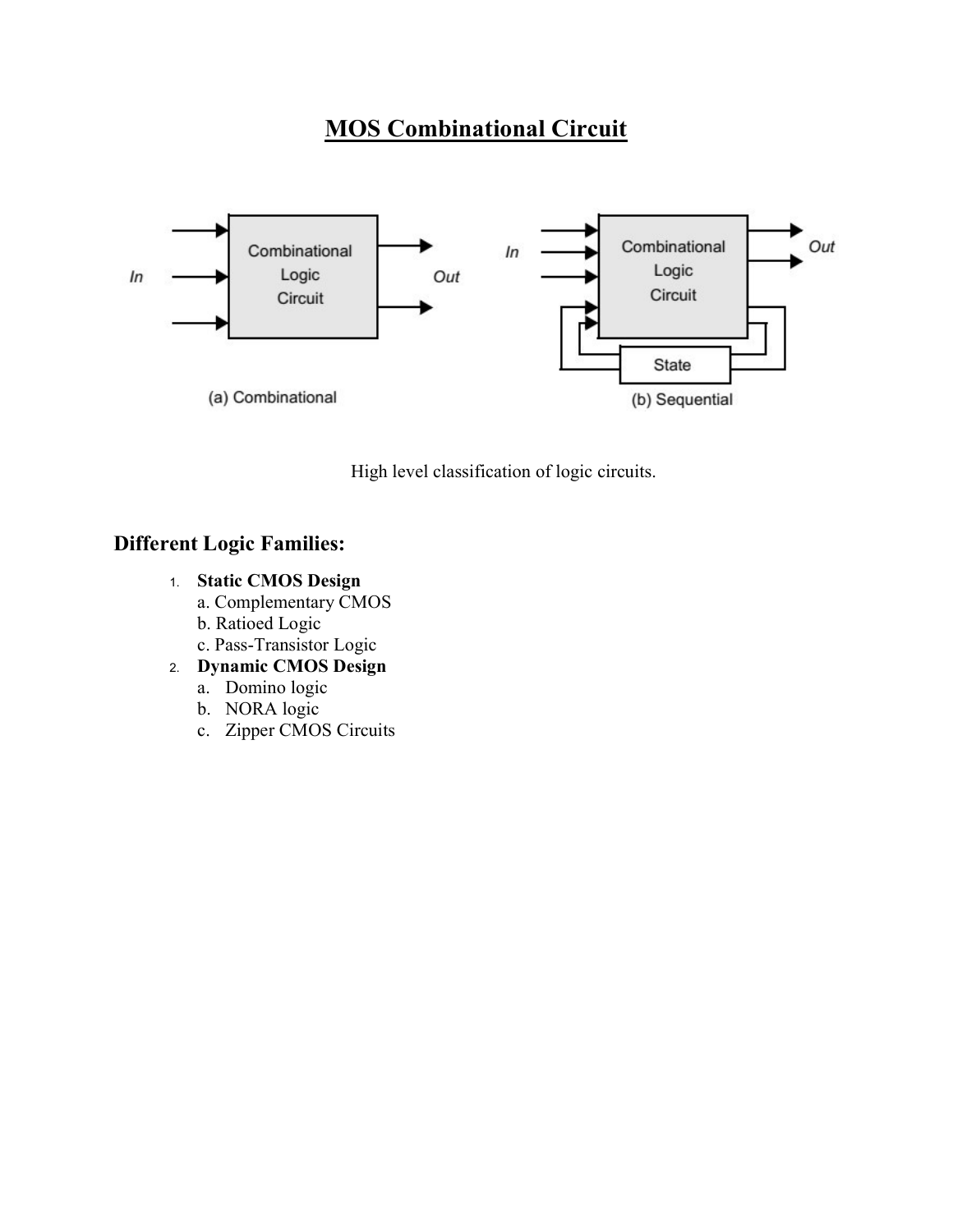# MOS Combinational Circuit

(a) Combinational

In

Combinational Logic Circuit

Out

(b) Sequential

In

Combinational Logic Circuit

Out

State

High level classification of logic circuits.

## Different Logic Families:

1. **Static CMOS Design**
   a. Complementary CMOS
   b. Ratioed Logic
   c. Pass-Transistor Logic
2. **Dynamic CMOS Design**
   a. Domino logic
   b. NORA logic
   c. Zipper CMOS Circuits